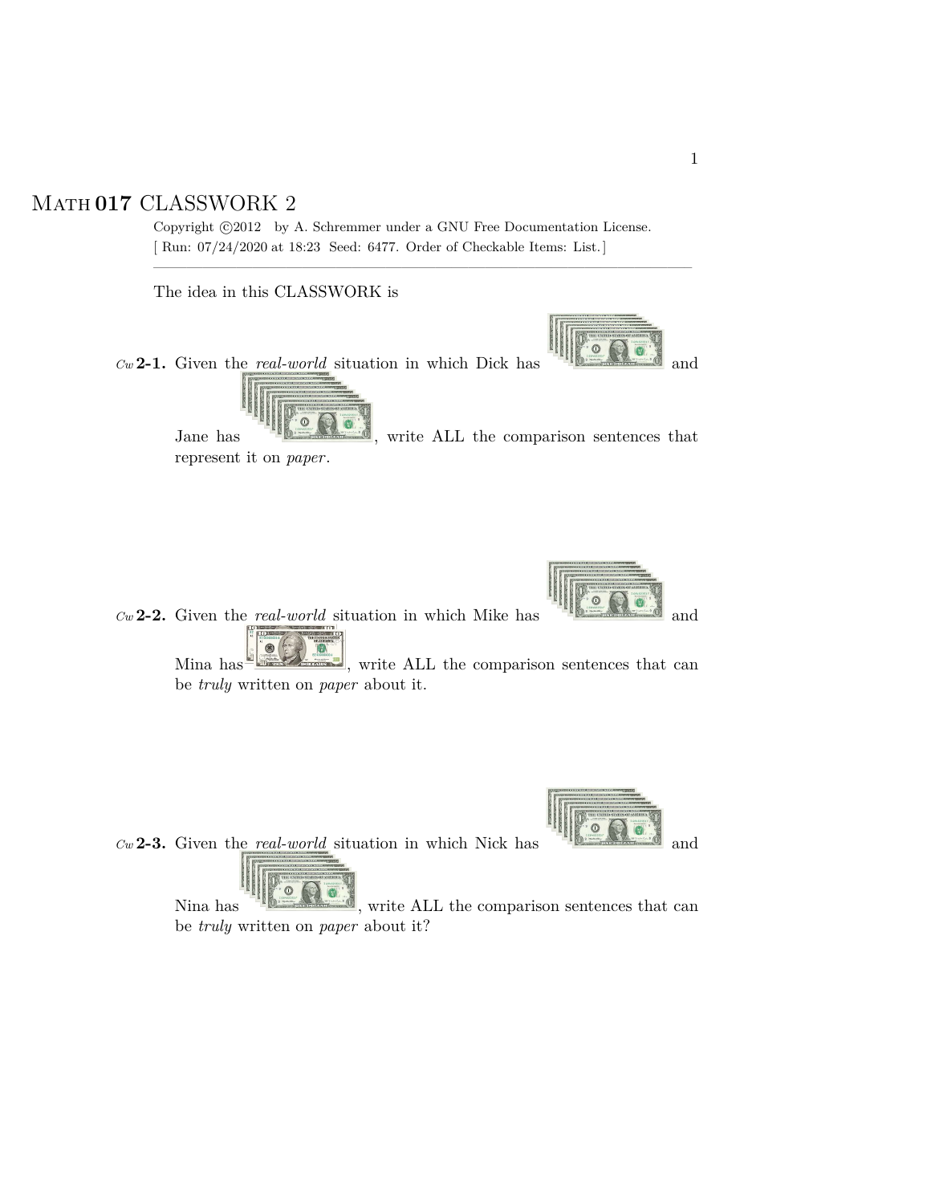# MATH 017 CLASSWORK 2

Copyright ©2012 by A. Schremmer under a GNU Free Documentation License.
[ Run: 07/24/2020 at 18:23 Seed: 6477. Order of Checkable Items: List.]

---

The idea in this CLASSWORK is

*Cw* **2-1.** Given the *real-world* situation in which Dick has and Jane has , write ALL the comparison sentences that represent it on *paper*.

*Cw* **2-2.** Given the *real-world* situation in which Mike has and Mina has , write ALL the comparison sentences that can be *truly* written on *paper* about it.

*Cw* **2-3.** Given the *real-world* situation in which Nick has and Nina has , write ALL the comparison sentences that can be *truly* written on *paper* about it?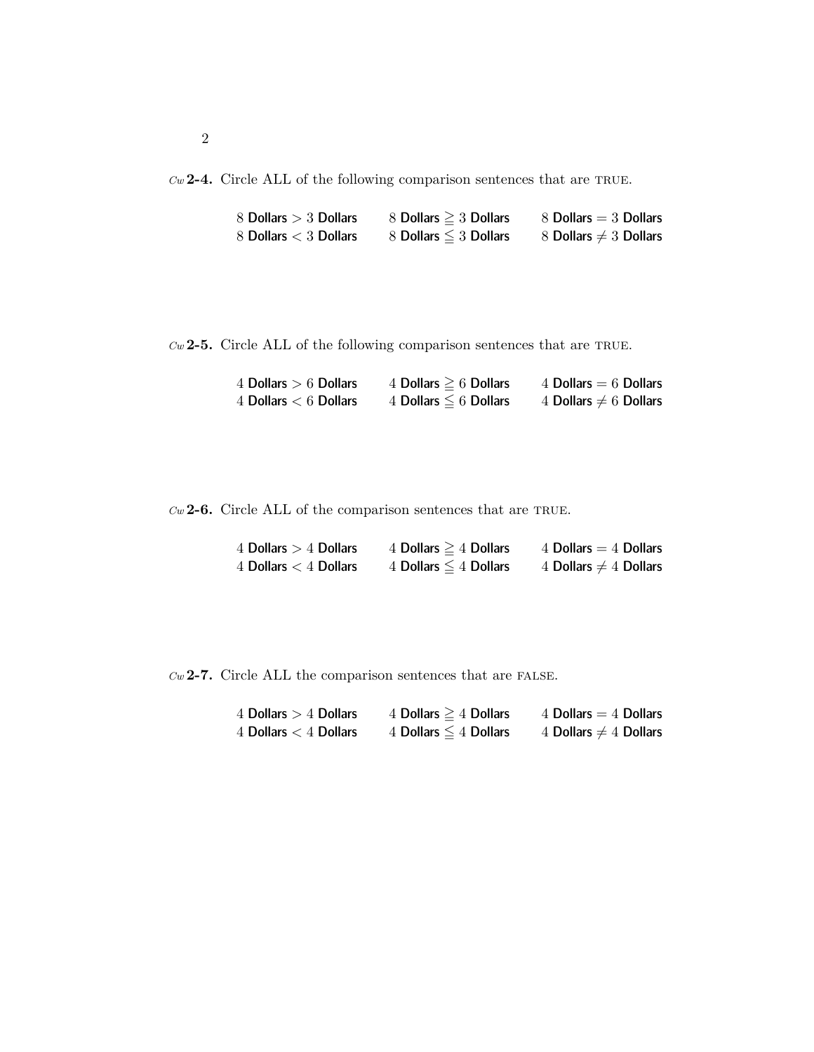*Cw* **2-4.** Circle ALL of the following comparison sentences that are TRUE.

| | | |
|---|---|---|
| $8$ **Dollars** $>$ $3$ **Dollars** | $8$ **Dollars** $\geqq$ $3$ **Dollars** | $8$ **Dollars** $=$ $3$ **Dollars** |
| $8$ **Dollars** $<$ $3$ **Dollars** | $8$ **Dollars** $\leqq$ $3$ **Dollars** | $8$ **Dollars** $\neq$ $3$ **Dollars** |

*Cw* **2-5.** Circle ALL of the following comparison sentences that are TRUE.

| | | |
|---|---|---|
| $4$ **Dollars** $>$ $6$ **Dollars** | $4$ **Dollars** $\geqq$ $6$ **Dollars** | $4$ **Dollars** $=$ $6$ **Dollars** |
| $4$ **Dollars** $<$ $6$ **Dollars** | $4$ **Dollars** $\leqq$ $6$ **Dollars** | $4$ **Dollars** $\neq$ $6$ **Dollars** |

*Cw* **2-6.** Circle ALL of the comparison sentences that are TRUE.

| | | |
|---|---|---|
| $4$ **Dollars** $>$ $4$ **Dollars** | $4$ **Dollars** $\geqq$ $4$ **Dollars** | $4$ **Dollars** $=$ $4$ **Dollars** |
| $4$ **Dollars** $<$ $4$ **Dollars** | $4$ **Dollars** $\leqq$ $4$ **Dollars** | $4$ **Dollars** $\neq$ $4$ **Dollars** |

*Cw* **2-7.** Circle ALL the comparison sentences that are FALSE.

| | | |
|---|---|---|
| $4$ **Dollars** $>$ $4$ **Dollars** | $4$ **Dollars** $\geqq$ $4$ **Dollars** | $4$ **Dollars** $=$ $4$ **Dollars** |
| $4$ **Dollars** $<$ $4$ **Dollars** | $4$ **Dollars** $\leqq$ $4$ **Dollars** | $4$ **Dollars** $\neq$ $4$ **Dollars** |